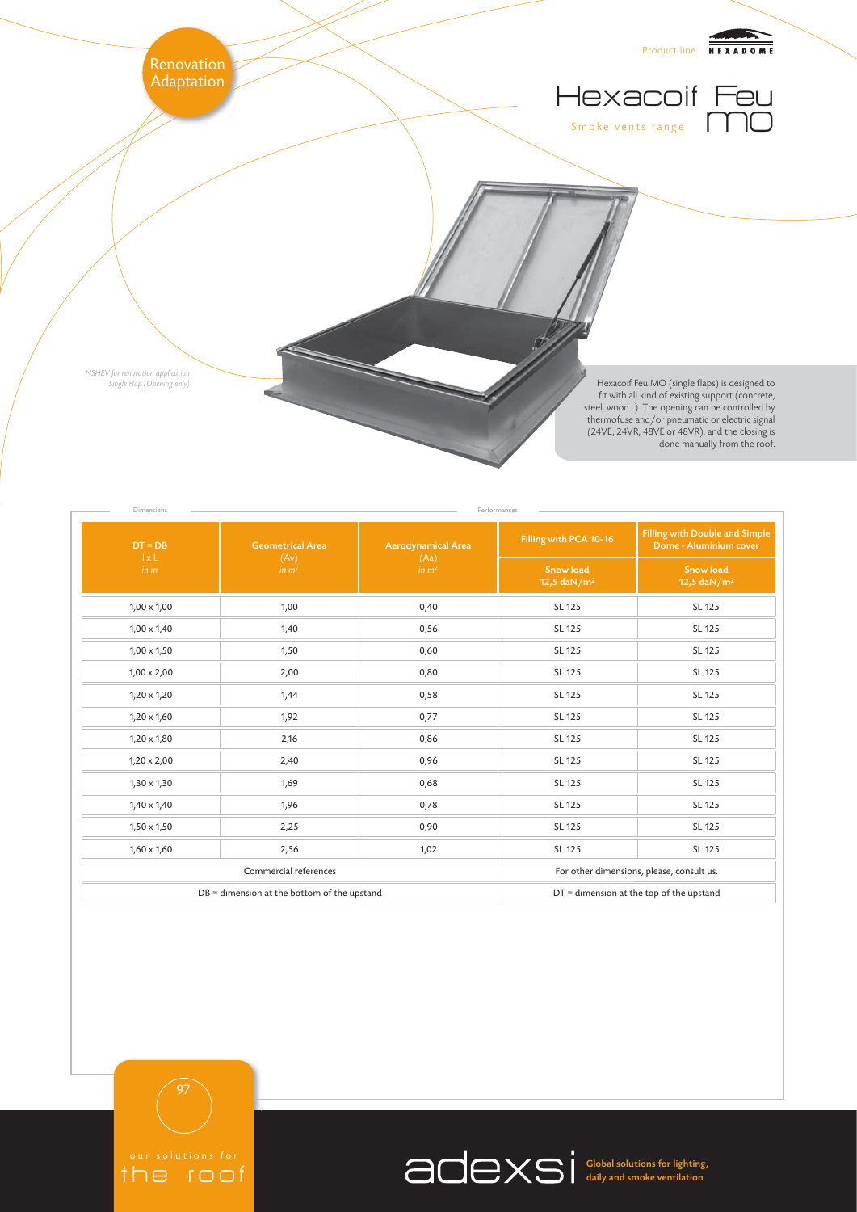Renovation
Adaptation

Product line HEXADOME

# Hexacoif Feu MO

Smoke vents range

*NSHEV for renovation application*
*Single Flap (Opening only)*

Hexacoif Feu MO (single flaps) is designed to fit with all kind of existing support (concrete, steel, wood...). The opening can be controlled by thermofuse and/or pneumatic or electric signal (24VE, 24VR, 48VE or 48VR), and the closing is done manually from the roof.

| Dimensions | | | Performances | |
|---|---|---|---|---|
| DT = DB<br>l x L<br>*in m* | Geometrical Area<br>(Av)<br>*in m²* | Aerodynamical Area<br>(Aa)<br>*in m²* | Filling with PCA 10-16<br>Snow load<br>12,5 daN/m² | Filling with Double and Simple Dome - Aluminium cover<br>Snow load<br>12,5 daN/m² |
| 1,00 x 1,00 | 1,00 | 0,40 | SL 125 | SL 125 |
| 1,00 x 1,40 | 1,40 | 0,56 | SL 125 | SL 125 |
| 1,00 x 1,50 | 1,50 | 0,60 | SL 125 | SL 125 |
| 1,00 x 2,00 | 2,00 | 0,80 | SL 125 | SL 125 |
| 1,20 x 1,20 | 1,44 | 0,58 | SL 125 | SL 125 |
| 1,20 x 1,60 | 1,92 | 0,77 | SL 125 | SL 125 |
| 1,20 x 1,80 | 2,16 | 0,86 | SL 125 | SL 125 |
| 1,20 x 2,00 | 2,40 | 0,96 | SL 125 | SL 125 |
| 1,30 x 1,30 | 1,69 | 0,68 | SL 125 | SL 125 |
| 1,40 x 1,40 | 1,96 | 0,78 | SL 125 | SL 125 |
| 1,50 x 1,50 | 2,25 | 0,90 | SL 125 | SL 125 |
| 1,60 x 1,60 | 2,56 | 1,02 | SL 125 | SL 125 |
| Commercial references | | | For other dimensions, please, consult us. | |
| DB = dimension at the bottom of the upstand | | | DT = dimension at the top of the upstand | |

our solutions for the roof

adexsi Global solutions for lighting, daily and smoke ventilation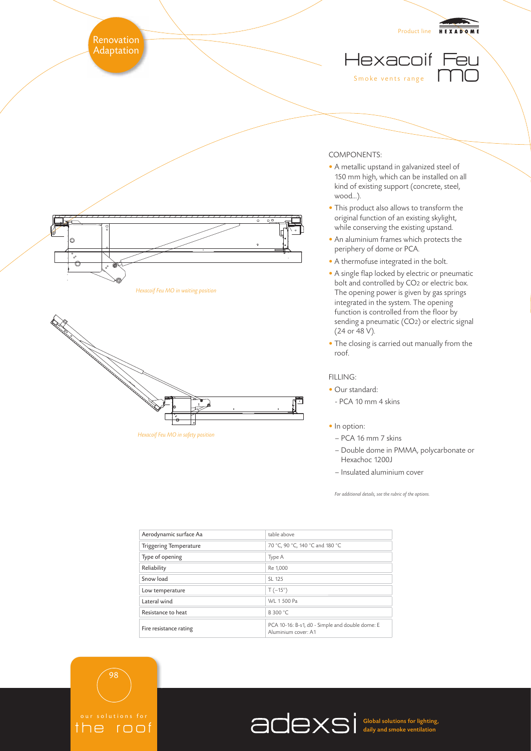Renovation Adaptation

Product line HEXADOME

# Hexacoif Feu MO

Smoke vents range

*Hexacoif Feu MO in waiting position*

*Hexacoif Feu MO in safety position*

## COMPONENTS:

- A metallic upstand in galvanized steel of 150 mm high, which can be installed on all kind of existing support (concrete, steel, wood...).
- This product also allows to transform the original function of an existing skylight, while conserving the existing upstand.
- An aluminium frames which protects the periphery of dome or PCA.
- A thermofuse integrated in the bolt.
- A single flap locked by electric or pneumatic bolt and controlled by $CO_2$ or electric box. The opening power is given by gas springs integrated in the system. The opening function is controlled from the floor by sending a pneumatic ($CO_2$) or electric signal (24 or 48 V).
- The closing is carried out manually from the roof.

## FILLING:

- Our standard:
  - PCA 10 mm 4 skins
- In option:
  - PCA 16 mm 7 skins
  - Double dome in PMMA, polycarbonate or Hexachoc 1200J
  - Insulated aluminium cover

*For additional details, see the rubric of the options.*

| | |
|---|---|
| Aerodynamic surface Aa | table above |
| Triggering Temperature | 70 °C, 90 °C, 140 °C and 180 °C |
| Type of opening | Type A |
| Reliability | Re 1,000 |
| Snow load | SL 125 |
| Low temperature | T (−15°) |
| Lateral wind | WL 1 500 Pa |
| Resistance to heat | B 300 °C |
| Fire resistance rating | PCA 10-16: B-s1, d0 - Simple and double dome: E<br>Aluminium cover: A1 |

our solutions for the roof

adexsi Global solutions for lighting, daily and smoke ventilation